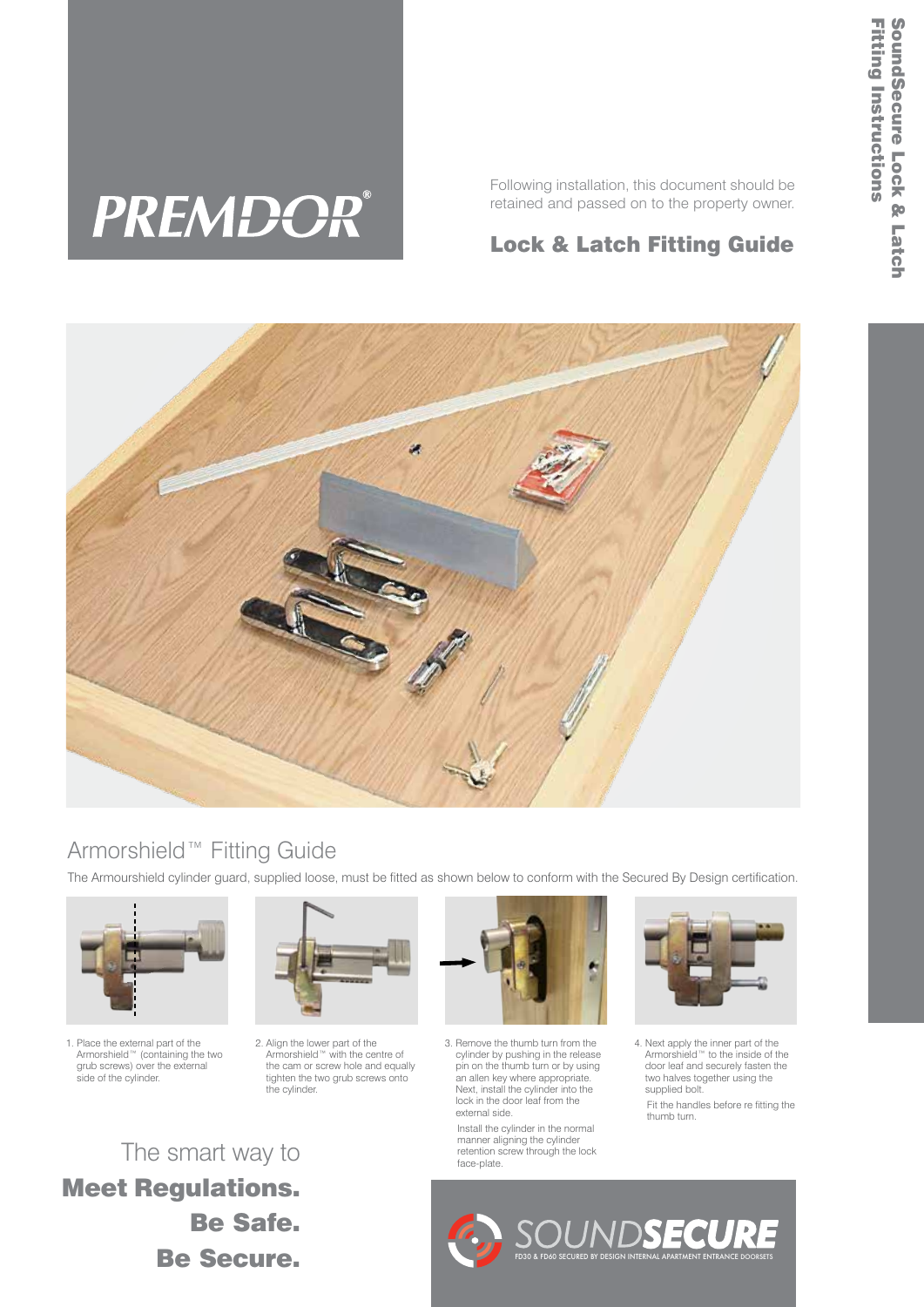PREMDOR®

Following installation, this document should be retained and passed on to the property owner.

# Lock & Latch Fitting Guide

**SoundSecure Lock & Latch Fitting Instructions**

## Armorshield™ Fitting Guide

The Armourshield cylinder guard, supplied loose, must be fitted as shown below to conform with the Secured By Design certification.

1. Place the external part of the Armorshield™ (containing the two grub screws) over the external side of the cylinder.

2. Align the lower part of the Armorshield™ with the centre of the cam or screw hole and equally tighten the two grub screws onto the cylinder.

3. Remove the thumb turn from the cylinder by pushing in the release pin on the thumb turn or by using an allen key where appropriate. Next, install the cylinder into the lock in the door leaf from the external side.

   Install the cylinder in the normal manner aligning the cylinder retention screw through the lock face-plate.

4. Next apply the inner part of the Armorshield™ to the inside of the door leaf and securely fasten the two halves together using the supplied bolt.

   Fit the handles before re fitting the thumb turn.

The smart way to
**Meet Regulations.**
**Be Safe.**
**Be Secure.**

SOUND**SECURE**
FD30 & FD60 SECURED BY DESIGN INTERNAL APARTMENT ENTRANCE DOORSETS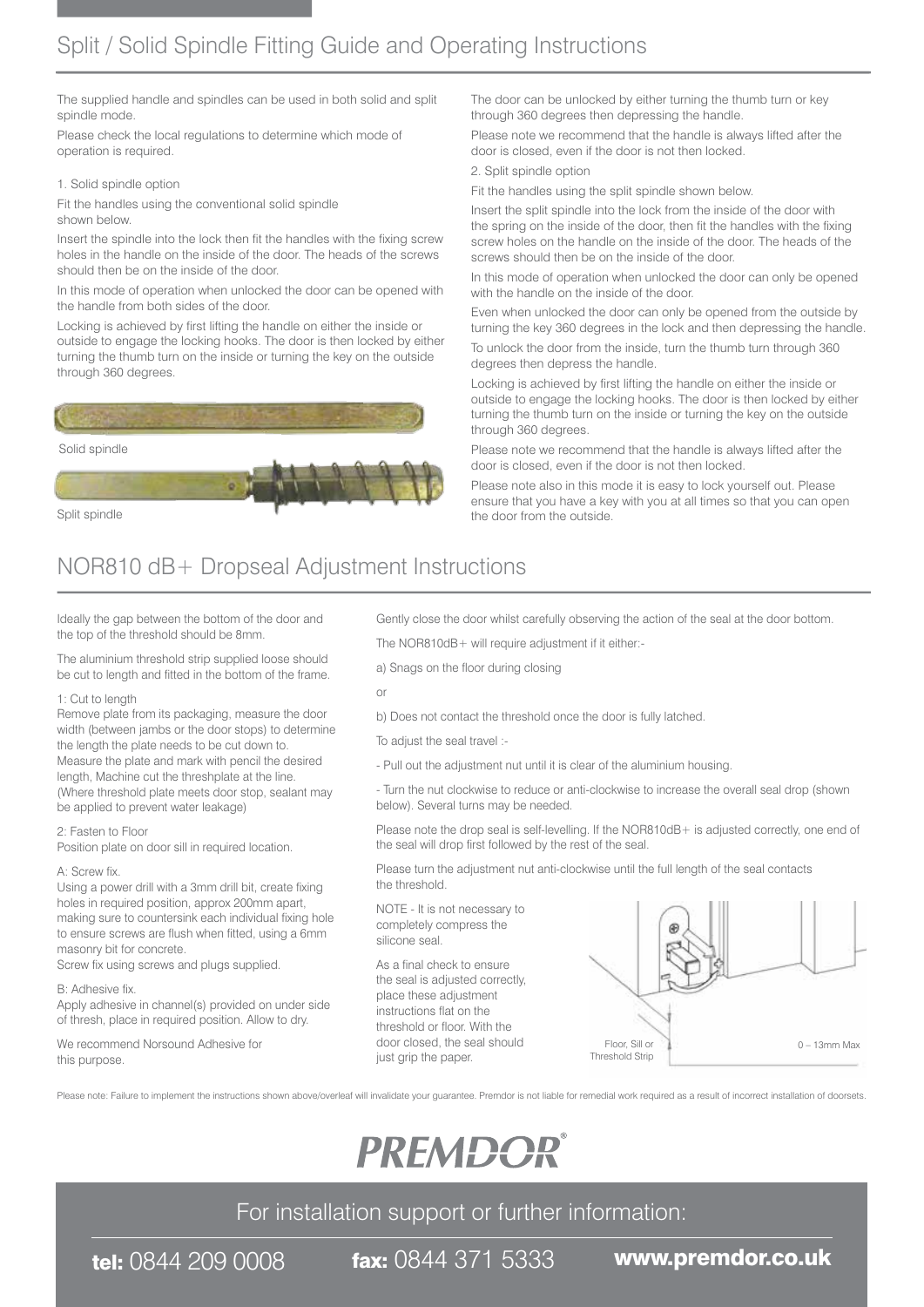## Split / Solid Spindle Fitting Guide and Operating Instructions

The supplied handle and spindles can be used in both solid and split spindle mode.

Please check the local regulations to determine which mode of operation is required.

1. Solid spindle option

Fit the handles using the conventional solid spindle shown below.

Insert the spindle into the lock then fit the handles with the fixing screw holes in the handle on the inside of the door. The heads of the screws should then be on the inside of the door.

In this mode of operation when unlocked the door can be opened with the handle from both sides of the door.

Locking is achieved by first lifting the handle on either the inside or outside to engage the locking hooks. The door is then locked by either turning the thumb turn on the inside or turning the key on the outside through 360 degrees.

Solid spindle

Split spindle

The door can be unlocked by either turning the thumb turn or key through 360 degrees then depressing the handle.

Please note we recommend that the handle is always lifted after the door is closed, even if the door is not then locked.

2. Split spindle option

Fit the handles using the split spindle shown below.

Insert the split spindle into the lock from the inside of the door with the spring on the inside of the door, then fit the handles with the fixing screw holes on the handle on the inside of the door. The heads of the screws should then be on the inside of the door.

In this mode of operation when unlocked the door can only be opened with the handle on the inside of the door.

Even when unlocked the door can only be opened from the outside by turning the key 360 degrees in the lock and then depressing the handle.

To unlock the door from the inside, turn the thumb turn through 360 degrees then depress the handle.

Locking is achieved by first lifting the handle on either the inside or outside to engage the locking hooks. The door is then locked by either turning the thumb turn on the inside or turning the key on the outside through 360 degrees.

Please note we recommend that the handle is always lifted after the door is closed, even if the door is not then locked.

Please note also in this mode it is easy to lock yourself out. Please ensure that you have a key with you at all times so that you can open the door from the outside.

## NOR810 dB+ Dropseal Adjustment Instructions

Ideally the gap between the bottom of the door and the top of the threshold should be 8mm.

The aluminium threshold strip supplied loose should be cut to length and fitted in the bottom of the frame.

1: Cut to length
Remove plate from its packaging, measure the door width (between jambs or the door stops) to determine the length the plate needs to be cut down to. Measure the plate and mark with pencil the desired length, Machine cut the threshplate at the line. (Where threshold plate meets door stop, sealant may be applied to prevent water leakage)

2: Fasten to Floor
Position plate on door sill in required location.

A: Screw fix.
Using a power drill with a 3mm drill bit, create fixing holes in required position, approx 200mm apart, making sure to countersink each individual fixing hole to ensure screws are flush when fitted, using a 6mm masonry bit for concrete.
Screw fix using screws and plugs supplied.

B: Adhesive fix.
Apply adhesive in channel(s) provided on under side of thresh, place in required position. Allow to dry.

We recommend Norsound Adhesive for this purpose.

Gently close the door whilst carefully observing the action of the seal at the door bottom.

The NOR810dB+ will require adjustment if it either:-

a) Snags on the floor during closing

or

b) Does not contact the threshold once the door is fully latched.

To adjust the seal travel :-

- Pull out the adjustment nut until it is clear of the aluminium housing.

- Turn the nut clockwise to reduce or anti-clockwise to increase the overall seal drop (shown below). Several turns may be needed.

Please note the drop seal is self-levelling. If the NOR810dB+ is adjusted correctly, one end of the seal will drop first followed by the rest of the seal.

Please turn the adjustment nut anti-clockwise until the full length of the seal contacts the threshold.

NOTE - It is not necessary to completely compress the silicone seal.

As a final check to ensure the seal is adjusted correctly, place these adjustment instructions flat on the threshold or floor. With the door closed, the seal should just grip the paper.

Floor, Sill or Threshold Strip

0 – 13mm Max

Please note: Failure to implement the instructions shown above/overleaf will invalidate your guarantee. Premdor is not liable for remedial work required as a result of incorrect installation of doorsets.

PREMDOR®

For installation support or further information:

**tel:** 0844 209 0008 **fax:** 0844 371 5333 **www.premdor.co.uk**